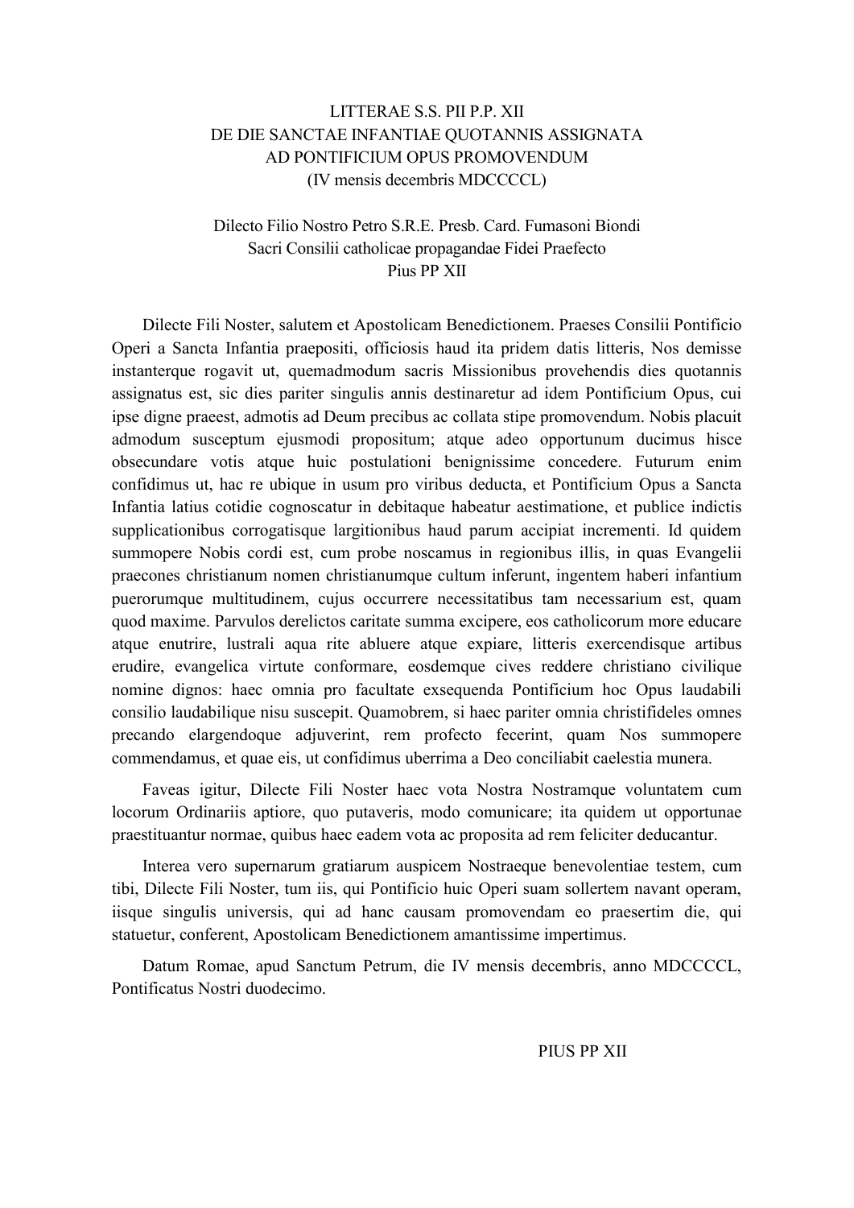# LITTERAE S.S. PII P.P. XII
# DE DIE SANCTAE INFANTIAE QUOTANNIS ASSIGNATA
# AD PONTIFICIUM OPUS PROMOVENDUM
(IV mensis decembris MDCCCCL)

Dilecto Filio Nostro Petro S.R.E. Presb. Card. Fumasoni Biondi
Sacri Consilii catholicae propagandae Fidei Praefecto
Pius PP XII

Dilecte Fili Noster, salutem et Apostolicam Benedictionem. Praeses Consilii Pontificio Operi a Sancta Infantia praepositi, officiosis haud ita pridem datis litteris, Nos demisse instanterque rogavit ut, quemadmodum sacris Missionibus provehendis dies quotannis assignatus est, sic dies pariter singulis annis destinaretur ad idem Pontificium Opus, cui ipse digne praeest, admotis ad Deum precibus ac collata stipe promovendum. Nobis placuit admodum susceptum ejusmodi propositum; atque adeo opportunum ducimus hisce obsecundare votis atque huic postulationi benignissime concedere. Futurum enim confidimus ut, hac re ubique in usum pro viribus deducta, et Pontificium Opus a Sancta Infantia latius cotidie cognoscatur in debitaque habeatur aestimatione, et publice indictis supplicationibus corrogatisque largitionibus haud parum accipiat incrementi. Id quidem summopere Nobis cordi est, cum probe noscamus in regionibus illis, in quas Evangelii praecones christianum nomen christianumque cultum inferunt, ingentem haberi infantium puerorumque multitudinem, cujus occurrere necessitatibus tam necessarium est, quam quod maxime. Parvulos derelictos caritate summa excipere, eos catholicorum more educare atque enutrire, lustrali aqua rite abluere atque expiare, litteris exercendisque artibus erudire, evangelica virtute conformare, eosdemque cives reddere christiano civilique nomine dignos: haec omnia pro facultate exsequenda Pontificium hoc Opus laudabili consilio laudabilique nisu suscepit. Quamobrem, si haec pariter omnia christifideles omnes precando elargendoque adjuverint, rem profecto fecerint, quam Nos summopere commendamus, et quae eis, ut confidimus uberrima a Deo conciliabit caelestia munera.

Faveas igitur, Dilecte Fili Noster haec vota Nostra Nostramque voluntatem cum locorum Ordinariis aptiore, quo putaveris, modo comunicare; ita quidem ut opportunae praestituantur normae, quibus haec eadem vota ac proposita ad rem feliciter deducantur.

Interea vero supernarum gratiarum auspicem Nostraeque benevolentiae testem, cum tibi, Dilecte Fili Noster, tum iis, qui Pontificio huic Operi suam sollertem navant operam, iisque singulis universis, qui ad hanc causam promovendam eo praesertim die, qui statuetur, conferent, Apostolicam Benedictionem amantissime impertimus.

Datum Romae, apud Sanctum Petrum, die IV mensis decembris, anno MDCCCCL, Pontificatus Nostri duodecimo.

PIUS PP XII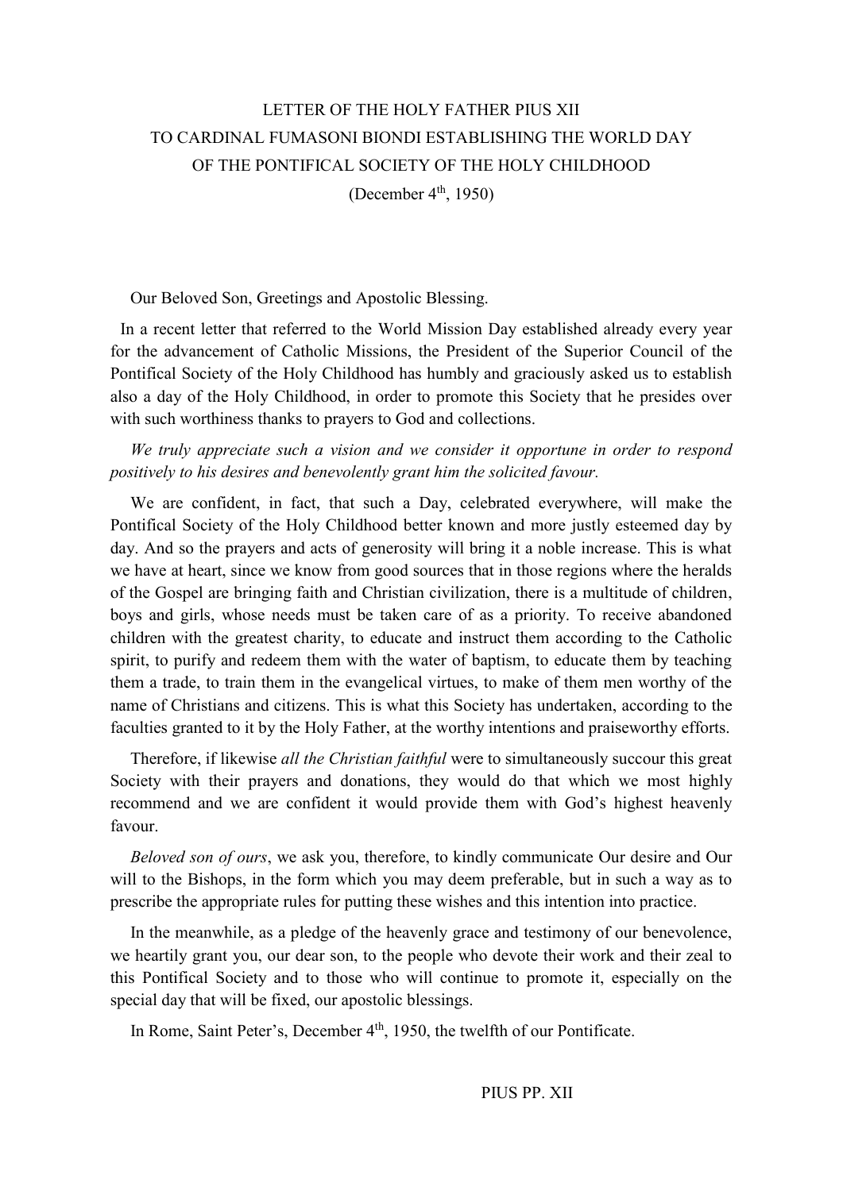# LETTER OF THE HOLY FATHER PIUS XII TO CARDINAL FUMASONI BIONDI ESTABLISHING THE WORLD DAY OF THE PONTIFICAL SOCIETY OF THE HOLY CHILDHOOD

(December 4th, 1950)

Our Beloved Son, Greetings and Apostolic Blessing.

In a recent letter that referred to the World Mission Day established already every year for the advancement of Catholic Missions, the President of the Superior Council of the Pontifical Society of the Holy Childhood has humbly and graciously asked us to establish also a day of the Holy Childhood, in order to promote this Society that he presides over with such worthiness thanks to prayers to God and collections.

*We truly appreciate such a vision and we consider it opportune in order to respond positively to his desires and benevolently grant him the solicited favour.*

We are confident, in fact, that such a Day, celebrated everywhere, will make the Pontifical Society of the Holy Childhood better known and more justly esteemed day by day. And so the prayers and acts of generosity will bring it a noble increase. This is what we have at heart, since we know from good sources that in those regions where the heralds of the Gospel are bringing faith and Christian civilization, there is a multitude of children, boys and girls, whose needs must be taken care of as a priority. To receive abandoned children with the greatest charity, to educate and instruct them according to the Catholic spirit, to purify and redeem them with the water of baptism, to educate them by teaching them a trade, to train them in the evangelical virtues, to make of them men worthy of the name of Christians and citizens. This is what this Society has undertaken, according to the faculties granted to it by the Holy Father, at the worthy intentions and praiseworthy efforts.

Therefore, if likewise *all the Christian faithful* were to simultaneously succour this great Society with their prayers and donations, they would do that which we most highly recommend and we are confident it would provide them with God's highest heavenly favour.

*Beloved son of ours*, we ask you, therefore, to kindly communicate Our desire and Our will to the Bishops, in the form which you may deem preferable, but in such a way as to prescribe the appropriate rules for putting these wishes and this intention into practice.

In the meanwhile, as a pledge of the heavenly grace and testimony of our benevolence, we heartily grant you, our dear son, to the people who devote their work and their zeal to this Pontifical Society and to those who will continue to promote it, especially on the special day that will be fixed, our apostolic blessings.

In Rome, Saint Peter's, December 4th, 1950, the twelfth of our Pontificate.

PIUS PP. XII